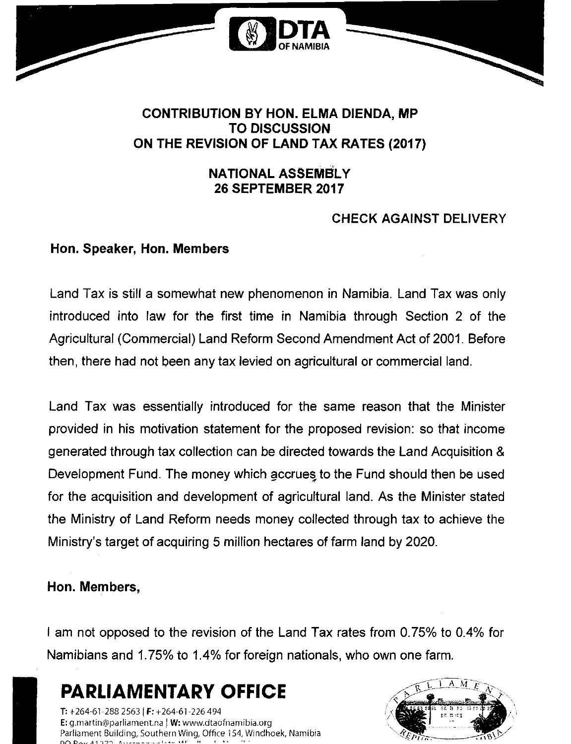## CONTRIBUTION BY HON. ELMA DIENDA, MP TO DISCUSSION ON THE REVISION OF LAND TAX RATES (2017)

### NATIONAL ASSEMBLY 26 SEPTEMBER 2017

**CHECK AGAINST DELIVERY**

**Hon. Speaker, Hon. Members**

Land Tax is still a somewhat new phenomenon in Namibia. Land Tax was only introduced into law for the first time in Namibia through Section 2 of the Agricultural (Commercial) Land Reform Second Amendment Act of 2001. Before then, there had not been any tax levied on agricultural or commercial land.

Land Tax was essentially introduced for the same reason that the Minister provided in his motivation statement for the proposed revision: so that income generated through tax collection can be directed towards the Land Acquisition & Development Fund. The money which accrues to the Fund should then be used for the acquisition and development of agricultural land. As the Minister stated the Ministry of Land Reform needs money collected through tax to achieve the Ministry's target of acquiring 5 million hectares of farm land by 2020.

**Hon. Members,**

I am not opposed to the revision of the Land Tax rates from 0.75% to 0.4% for Namibians and 1.75% to 1.4% for foreign nationals, who own one farm.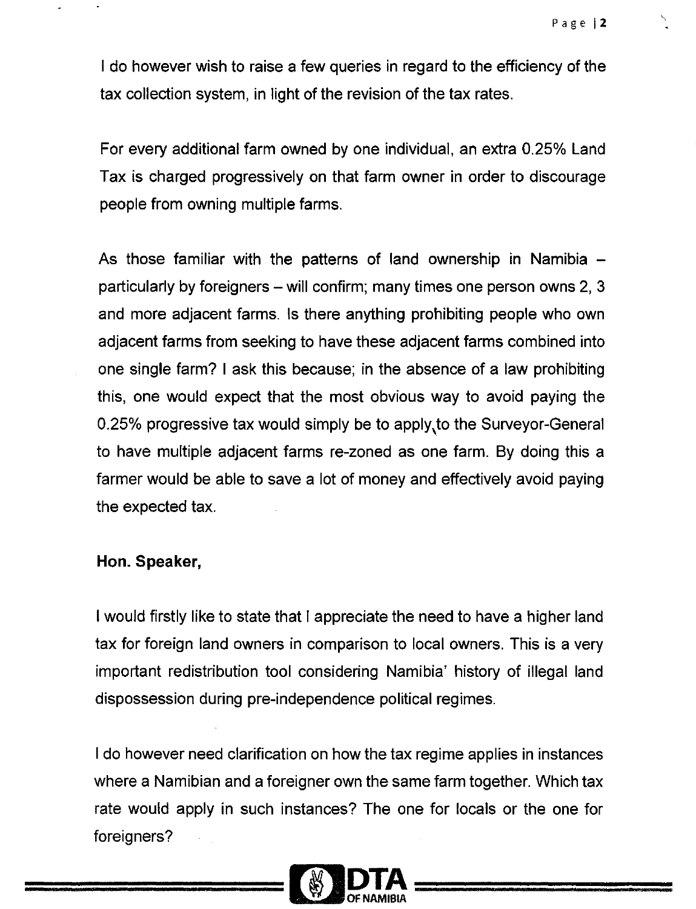I do however wish to raise a few queries in regard to the efficiency of the tax collection system, in light of the revision of the tax rates.

For every additional farm owned by one individual, an extra 0.25% Land Tax is charged progressively on that farm owner in order to discourage people from owning multiple farms.

As those familiar with the patterns of land ownership in Namibia – particularly by foreigners – will confirm; many times one person owns 2, 3 and more adjacent farms. Is there anything prohibiting people who own adjacent farms from seeking to have these adjacent farms combined into one single farm? I ask this because; in the absence of a law prohibiting this, one would expect that the most obvious way to avoid paying the 0.25% progressive tax would simply be to apply to the Surveyor-General to have multiple adjacent farms re-zoned as one farm. By doing this a farmer would be able to save a lot of money and effectively avoid paying the expected tax.

**Hon. Speaker,**

I would firstly like to state that I appreciate the need to have a higher land tax for foreign land owners in comparison to local owners. This is a very important redistribution tool considering Namibia' history of illegal land dispossession during pre-independence political regimes.

I do however need clarification on how the tax regime applies in instances where a Namibian and a foreigner own the same farm together. Which tax rate would apply in such instances? The one for locals or the one for foreigners?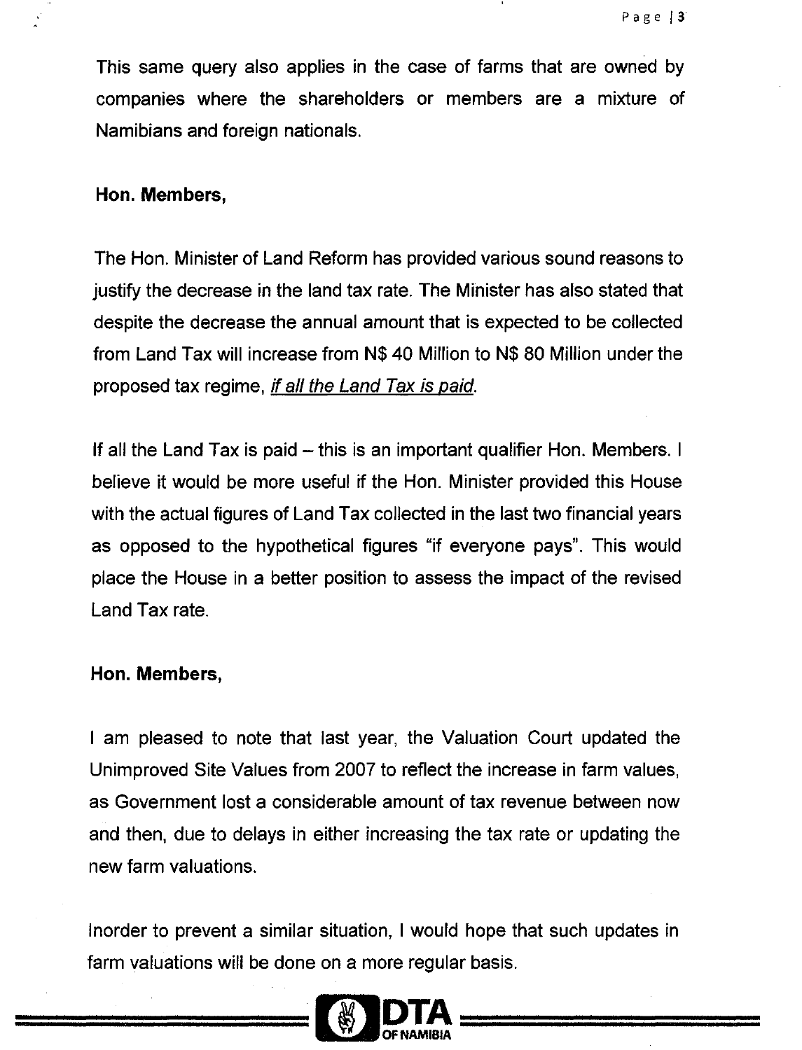This same query also applies in the case of farms that are owned by companies where the shareholders or members are a mixture of Namibians and foreign nationals.

**Hon. Members,**

The Hon. Minister of Land Reform has provided various sound reasons to justify the decrease in the land tax rate. The Minister has also stated that despite the decrease the annual amount that is expected to be collected from Land Tax will increase from N$ 40 Million to N$ 80 Million under the proposed tax regime, *if all the Land Tax is paid*.

If all the Land Tax is paid – this is an important qualifier Hon. Members. I believe it would be more useful if the Hon. Minister provided this House with the actual figures of Land Tax collected in the last two financial years as opposed to the hypothetical figures "if everyone pays". This would place the House in a better position to assess the impact of the revised Land Tax rate.

**Hon. Members,**

I am pleased to note that last year, the Valuation Court updated the Unimproved Site Values from 2007 to reflect the increase in farm values, as Government lost a considerable amount of tax revenue between now and then, due to delays in either increasing the tax rate or updating the new farm valuations.

Inorder to prevent a similar situation, I would hope that such updates in farm valuations will be done on a more regular basis.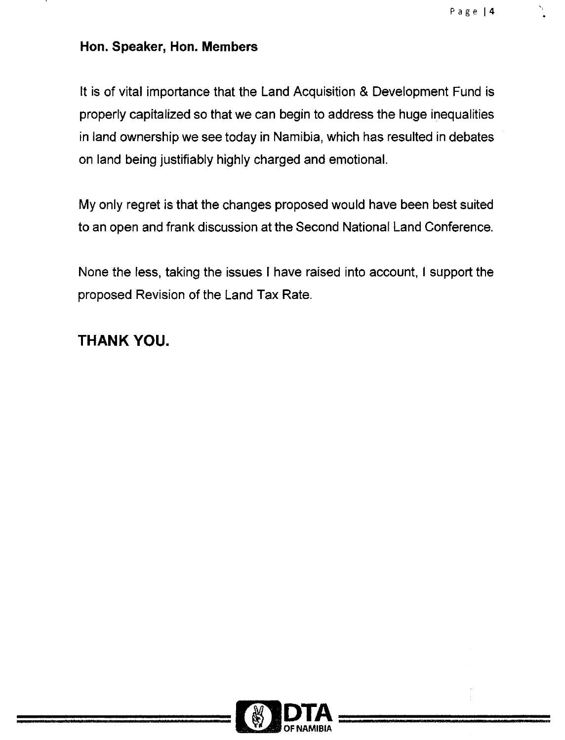**Hon. Speaker, Hon. Members**

It is of vital importance that the Land Acquisition & Development Fund is properly capitalized so that we can begin to address the huge inequalities in land ownership we see today in Namibia, which has resulted in debates on land being justifiably highly charged and emotional.

My only regret is that the changes proposed would have been best suited to an open and frank discussion at the Second National Land Conference.

None the less, taking the issues I have raised into account, I support the proposed Revision of the Land Tax Rate.

**THANK YOU.**